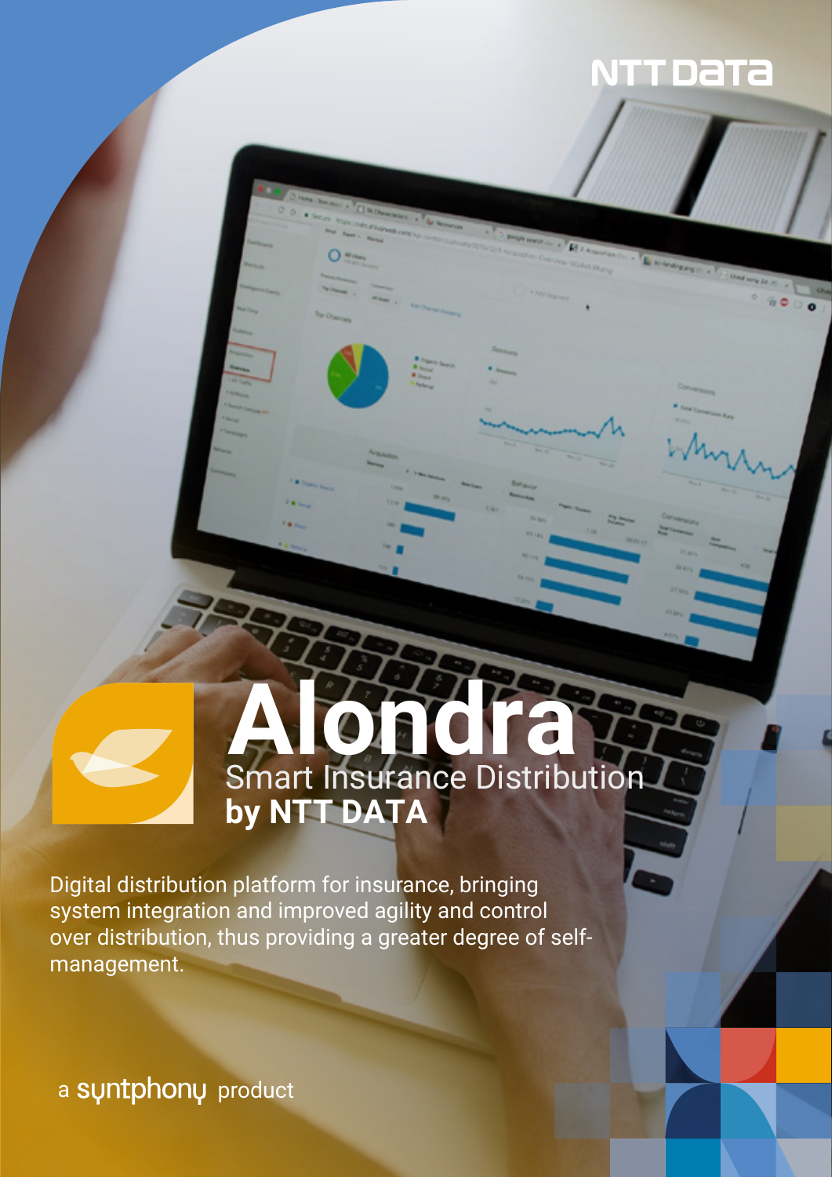NTT DATA

# Alondra

## Smart Insurance Distribution **by NTT DATA**

Digital distribution platform for insurance, bringing system integration and improved agility and control over distribution, thus providing a greater degree of self-management.

a syntphony product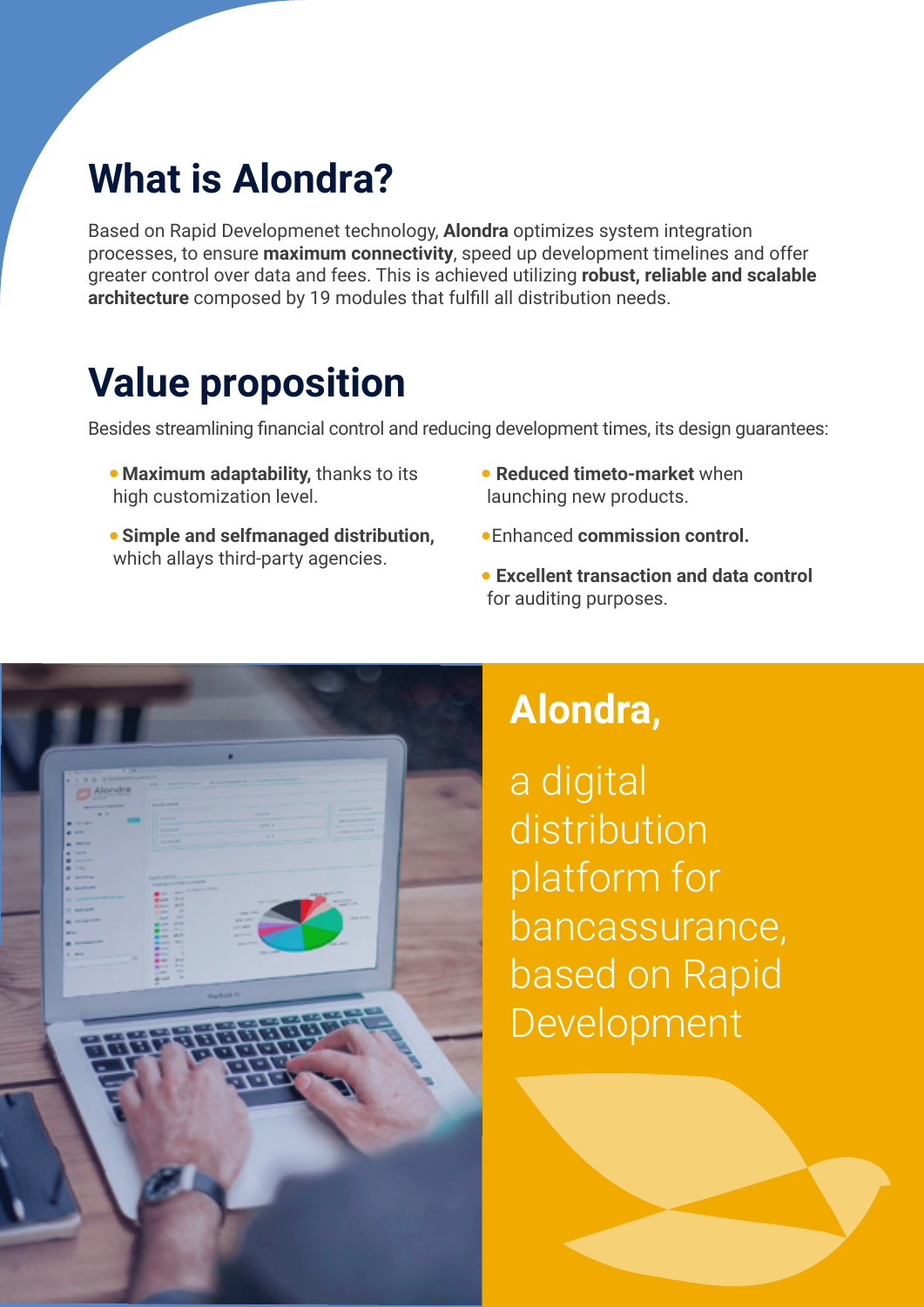# What is Alondra?

Based on Rapid Developmenet technology, **Alondra** optimizes system integration processes, to ensure **maximum connectivity**, speed up development timelines and offer greater control over data and fees. This is achieved utilizing **robust, reliable and scalable architecture** composed by 19 modules that fulfill all distribution needs.

# Value proposition

Besides streamlining financial control and reducing development times, its design guarantees:

- **Maximum adaptability,** thanks to its high customization level.
- **Simple and selfmanaged distribution,** which allays third-party agencies.
- **Reduced timeto-market** when launching new products.
- Enhanced **commission control.**
- **Excellent transaction and data control** for auditing purposes.

**Alondra,**

a digital distribution platform for bancassurance, based on Rapid Development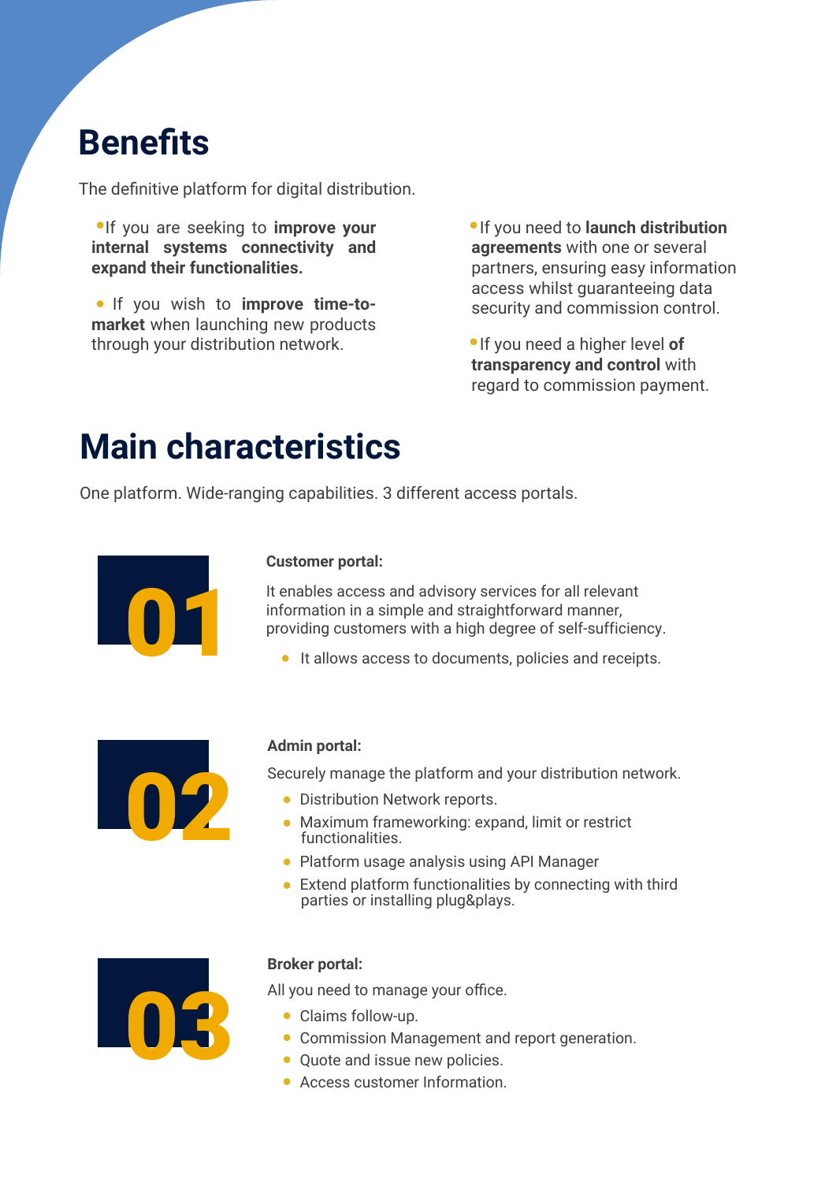# Benefits

The definitive platform for digital distribution.

- If you are seeking to **improve your internal systems connectivity and expand their functionalities.**
- If you wish to **improve time-to-market** when launching new products through your distribution network.
- If you need to **launch distribution agreements** with one or several partners, ensuring easy information access whilst guaranteeing data security and commission control.
- If you need a higher level **of transparency and control** with regard to commission payment.

# Main characteristics

One platform. Wide-ranging capabilities. 3 different access portals.

## 01

**Customer portal:**

It enables access and advisory services for all relevant information in a simple and straightforward manner, providing customers with a high degree of self-sufficiency.

- It allows access to documents, policies and receipts.

## 02

**Admin portal:**

Securely manage the platform and your distribution network.

- Distribution Network reports.
- Maximum frameworking: expand, limit or restrict functionalities.
- Platform usage analysis using API Manager
- Extend platform functionalities by connecting with third parties or installing plug&plays.

## 03

**Broker portal:**

All you need to manage your office.

- Claims follow-up.
- Commission Management and report generation.
- Quote and issue new policies.
- Access customer Information.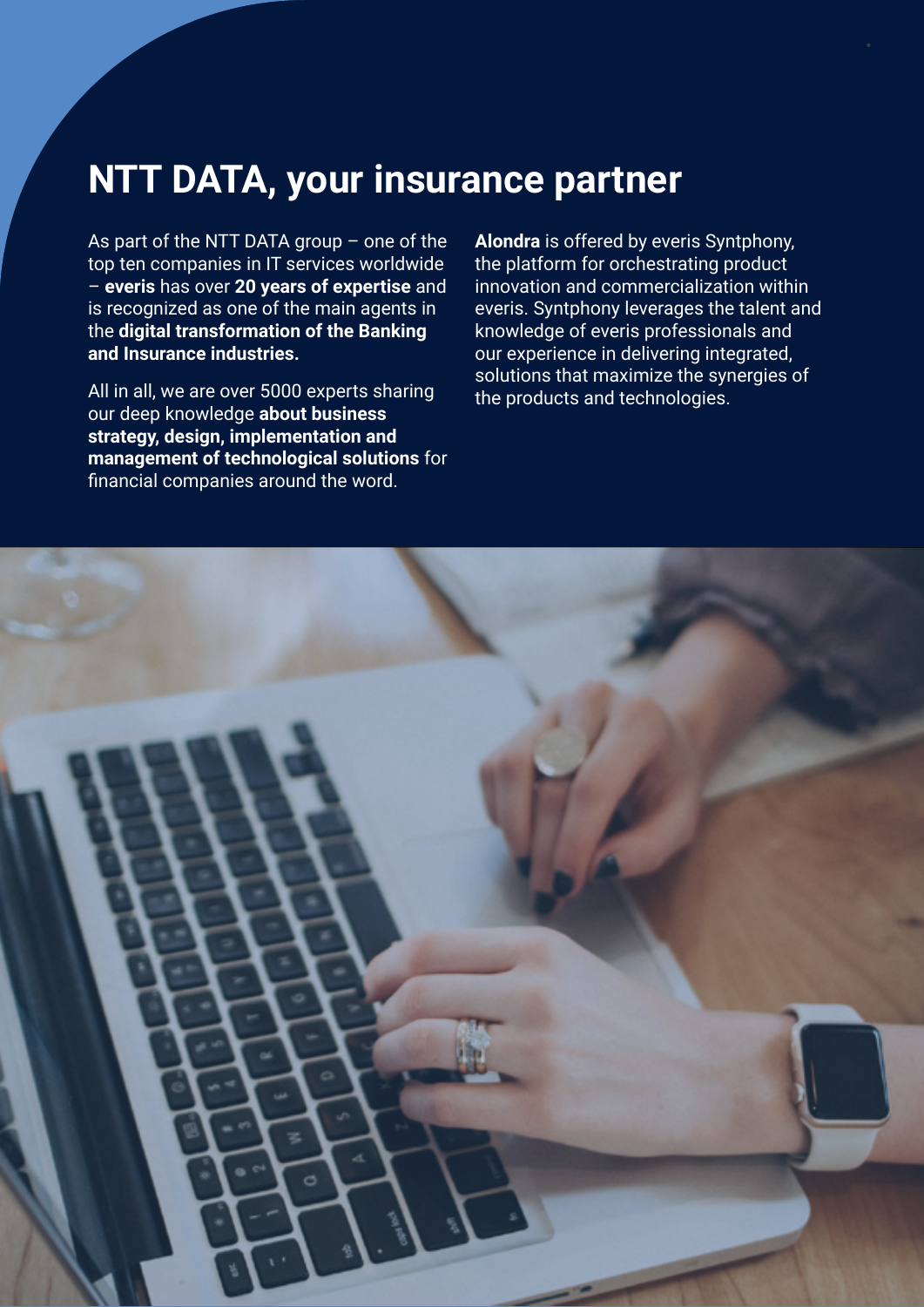# NTT DATA, your insurance partner

As part of the NTT DATA group – one of the top ten companies in IT services worldwide – **everis** has over **20 years of expertise** and is recognized as one of the main agents in the **digital transformation of the Banking and Insurance industries.**

All in all, we are over 5000 experts sharing our deep knowledge **about business strategy, design, implementation and management of technological solutions** for financial companies around the word.

**Alondra** is offered by everis Syntphony, the platform for orchestrating product innovation and commercialization within everis. Syntphony leverages the talent and knowledge of everis professionals and our experience in delivering integrated, solutions that maximize the synergies of the products and technologies.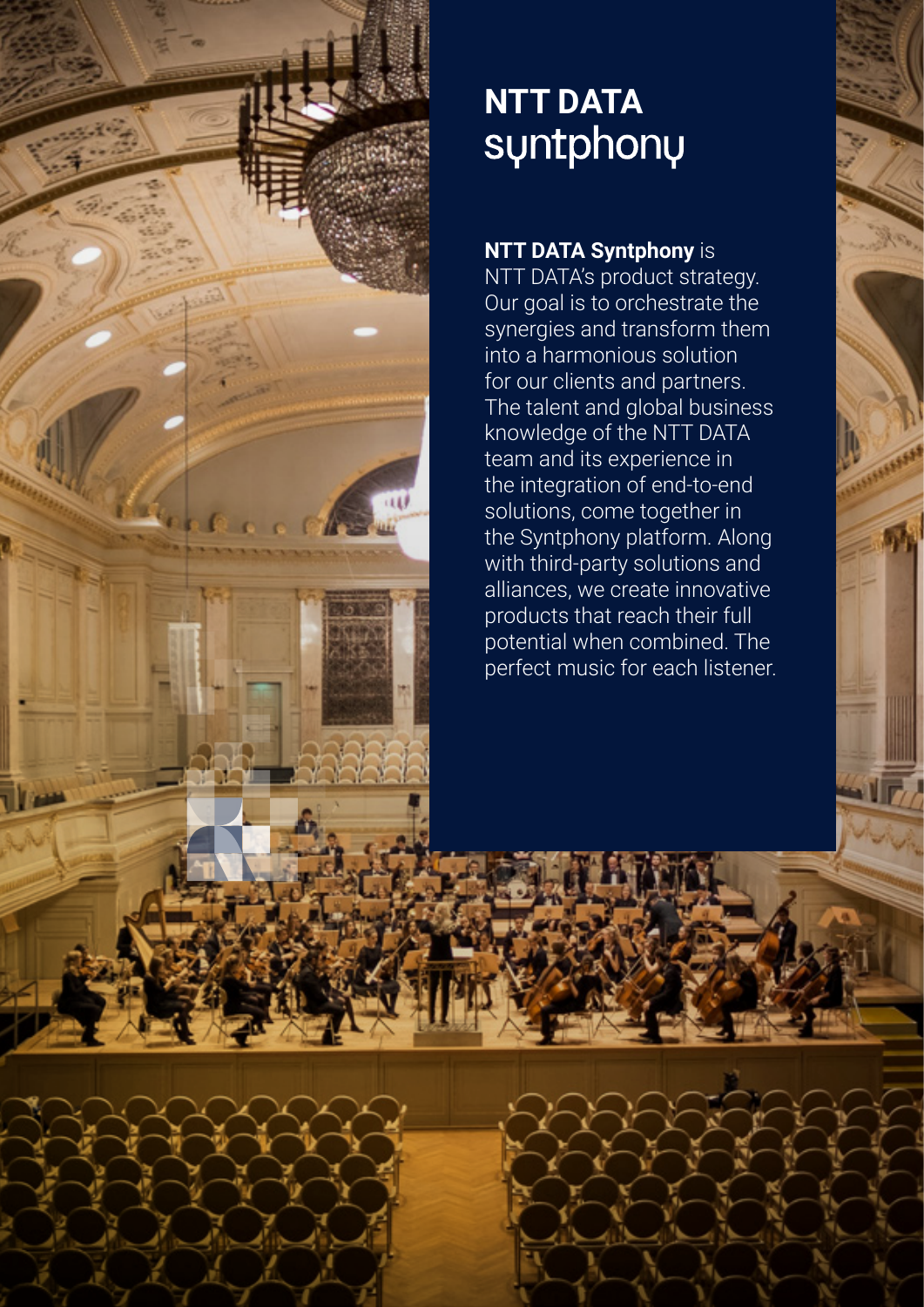# NTT DATA syntphony

**NTT DATA Syntphony** is NTT DATA's product strategy. Our goal is to orchestrate the synergies and transform them into a harmonious solution for our clients and partners. The talent and global business knowledge of the NTT DATA team and its experience in the integration of end-to-end solutions, come together in the Syntphony platform. Along with third-party solutions and alliances, we create innovative products that reach their full potential when combined. The perfect music for each listener.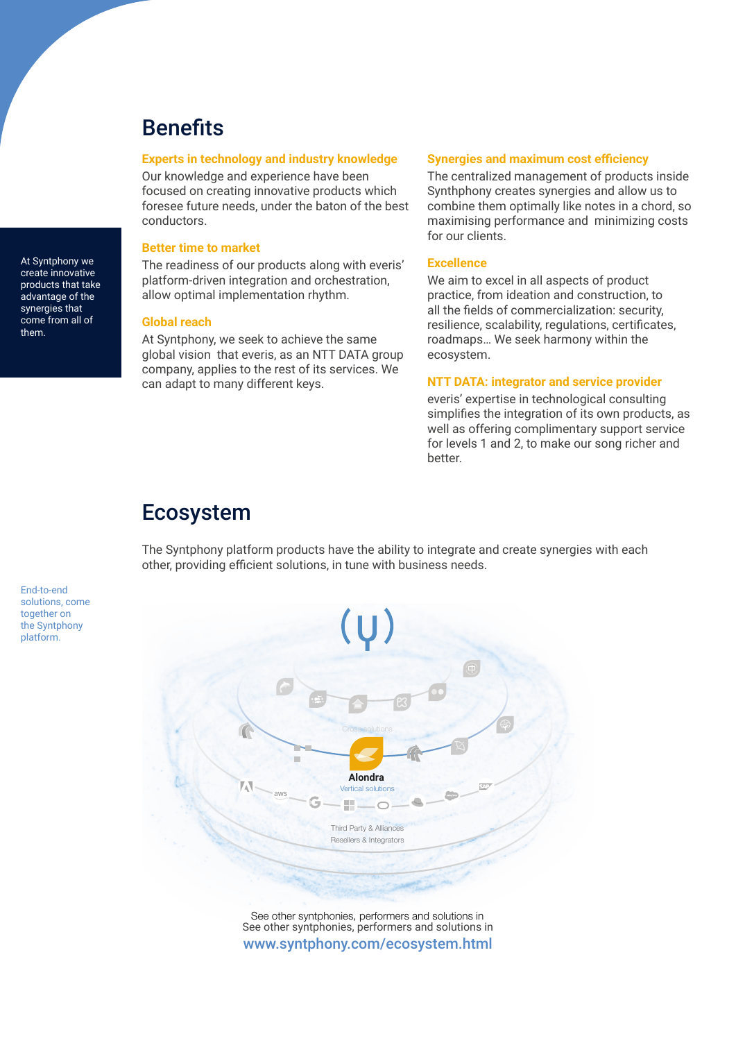## Benefits

At Syntphony we create innovative products that take advantage of the synergies that come from all of them.

**Experts in technology and industry knowledge**

Our knowledge and experience have been focused on creating innovative products which foresee future needs, under the baton of the best conductors.

**Better time to market**

The readiness of our products along with everis' platform-driven integration and orchestration, allow optimal implementation rhythm.

**Global reach**

At Syntphony, we seek to achieve the same global vision that everis, as an NTT DATA group company, applies to the rest of its services. We can adapt to many different keys.

**Synergies and maximum cost efficiency**

The centralized management of products inside Synthphony creates synergies and allow us to combine them optimally like notes in a chord, so maximising performance and minimizing costs for our clients.

**Excellence**

We aim to excel in all aspects of product practice, from ideation and construction, to all the fields of commercialization: security, resilience, scalability, regulations, certificates, roadmaps… We seek harmony within the ecosystem.

**NTT DATA: integrator and service provider**

everis' expertise in technological consulting simplifies the integration of its own products, as well as offering complimentary support service for levels 1 and 2, to make our song richer and better.

## Ecosystem

The Syntphony platform products have the ability to integrate and create synergies with each other, providing efficient solutions, in tune with business needs.

End-to-end solutions, come together on the Syntphony platform.

Cross solutions

Alondra

Vertical solutions

aws

Third Party & Alliances

Resellers & Integrators

See other syntphonies, performers and solutions in
See other syntphonies, performers and solutions in

www.syntphony.com/ecosystem.html